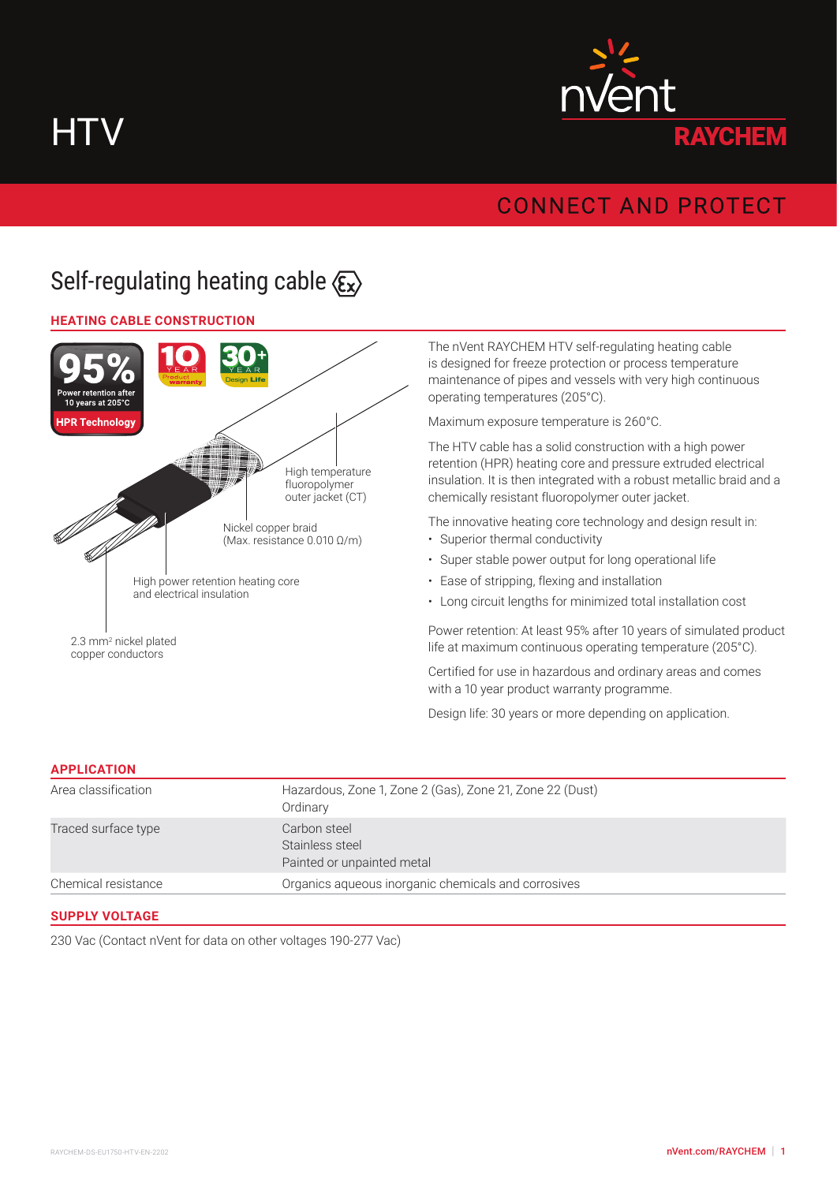# HTV

CONNECT AND PROTECT

## Self-regulating heating cable

### HEATING CABLE CONSTRUCTION

95% Power retention after 10 years at 205°C

HPR Technology

10 YEAR Product warranty

30+ YEAR Design Life

High temperature fluoropolymer outer jacket (CT)

Nickel copper braid (Max. resistance 0.010 Ω/m)

High power retention heating core and electrical insulation

2.3 mm² nickel plated copper conductors

The nVent RAYCHEM HTV self-regulating heating cable is designed for freeze protection or process temperature maintenance of pipes and vessels with very high continuous operating temperatures (205°C).

Maximum exposure temperature is 260°C.

The HTV cable has a solid construction with a high power retention (HPR) heating core and pressure extruded electrical insulation. It is then integrated with a robust metallic braid and a chemically resistant fluoropolymer outer jacket.

The innovative heating core technology and design result in:

- Superior thermal conductivity
- Super stable power output for long operational life
- Ease of stripping, flexing and installation
- Long circuit lengths for minimized total installation cost

Power retention: At least 95% after 10 years of simulated product life at maximum continuous operating temperature (205°C).

Certified for use in hazardous and ordinary areas and comes with a 10 year product warranty programme.

Design life: 30 years or more depending on application.

### APPLICATION

| | |
|---|---|
| Area classification | Hazardous, Zone 1, Zone 2 (Gas), Zone 21, Zone 22 (Dust)<br>Ordinary |
| Traced surface type | Carbon steel<br>Stainless steel<br>Painted or unpainted metal |
| Chemical resistance | Organics aqueous inorganic chemicals and corrosives |

### SUPPLY VOLTAGE

230 Vac (Contact nVent for data on other voltages 190-277 Vac)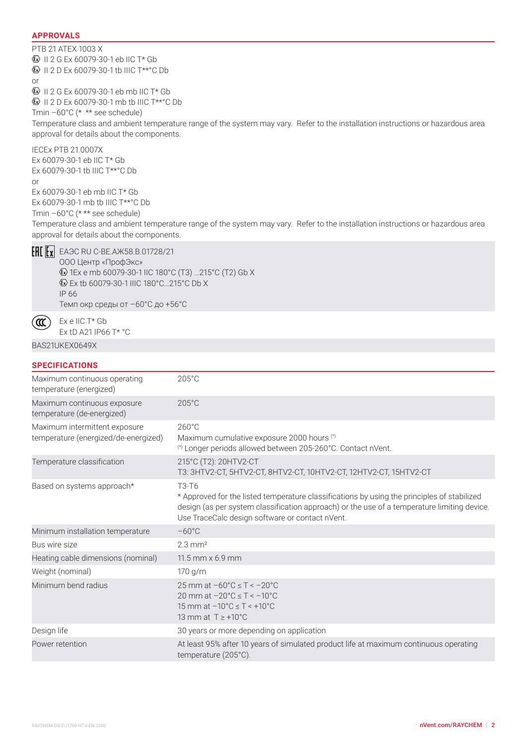## APPROVALS

PTB 21 ATEX 1003 X
Ⓔx II 2 G Ex 60079-30-1 eb IIC T* Gb
Ⓔx II 2 D Ex 60079-30-1 tb IIIC T**°C Db
or
Ⓔx II 2 G Ex 60079-30-1 eb mb IIC T* Gb
Ⓔx II 2 D Ex 60079-30-1 mb tb IIIC T**°C Db
Tmin –60°C (* ** see schedule)
Temperature class and ambient temperature range of the system may vary. Refer to the installation instructions or hazardous area approval for details about the components.

IECEx PTB 21.0007X
Ex 60079-30-1 eb IIC T* Gb
Ex 60079-30-1 tb IIIC T**°C Db
or
Ex 60079-30-1 eb mb IIC T* Gb
Ex 60079-30-1 mb tb IIIC T**°C Db
Tmin –60°C (* ** see schedule)
Temperature class and ambient temperature range of the system may vary. Refer to the installation instructions or hazardous area approval for details about the components.

EAC Ex ЕАЭС RU C-BE.АЖ58.B.01728/21
ООО Центр «ПрофЭкс»
Ⓔx 1Ex e mb 60079-30-1 IIC 180°C (T3) ...215°C (T2) Gb X
Ⓔx Ex tb 60079-30-1 IIIC 180°C...215°C Db X
IP 66
Темп окр среды от –60°C до +56°C

CCC Ex e IIC T* Gb
Ex tD A21 IP66 T* °C

BAS21UKEX0649X

## SPECIFICATIONS

| | |
|---|---|
| Maximum continuous operating temperature (energized) | 205°C |
| Maximum continuous exposure temperature (de-energized) | 205°C |
| Maximum intermittent exposure temperature (energized/de-energized) | 260°C<br>Maximum cumulative exposure 2000 hours (*)<br>(*) Longer periods allowed between 205-260°C. Contact nVent. |
| Temperature classification | 215°C (T2): 20HTV2-CT<br>T3: 3HTV2-CT, 5HTV2-CT, 8HTV2-CT, 10HTV2-CT, 12HTV2-CT, 15HTV2-CT |
| Based on systems approach* | T3-T6<br>* Approved for the listed temperature classifications by using the principles of stabilized design (as per system classification approach) or the use of a temperature limiting device. Use TraceCalc design software or contact nVent. |
| Minimum installation temperature | –60°C |
| Bus wire size | 2.3 mm² |
| Heating cable dimensions (nominal) | 11.5 mm x 6.9 mm |
| Weight (nominal) | 170 g/m |
| Minimum bend radius | 25 mm at –60°C ≤ T < –20°C<br>20 mm at –20°C ≤ T < –10°C<br>15 mm at –10°C ≤ T < +10°C<br>13 mm at T ≥ +10°C |
| Design life | 30 years or more depending on application |
| Power retention | At least 95% after 10 years of simulated product life at maximum continuous operating temperature (205°C). |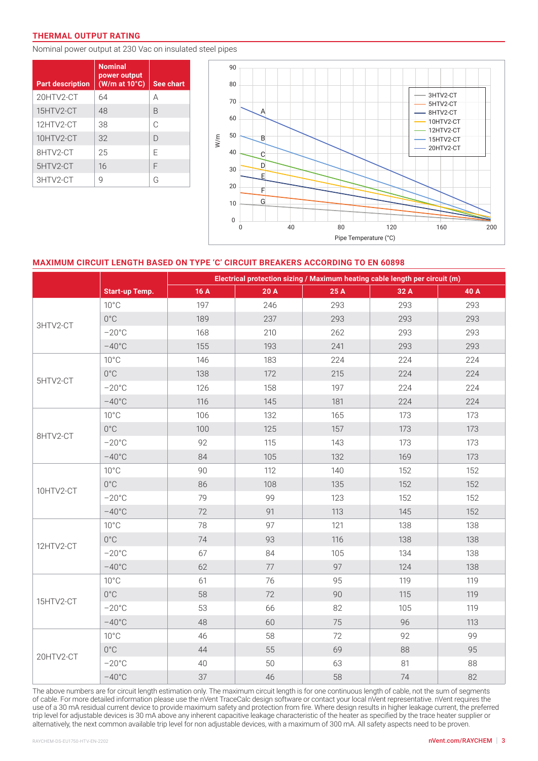## THERMAL OUTPUT RATING

Nominal power output at 230 Vac on insulated steel pipes

| Part description | Nominal power output (W/m at 10°C) | See chart |
|---|---|---|
| 20HTV2-CT | 64 | A |
| 15HTV2-CT | 48 | B |
| 12HTV2-CT | 38 | C |
| 10HTV2-CT | 32 | D |
| 8HTV2-CT | 25 | E |
| 5HTV2-CT | 16 | F |
| 3HTV2-CT | 9 | G |

## MAXIMUM CIRCUIT LENGTH BASED ON TYPE 'C' CIRCUIT BREAKERS ACCORDING TO EN 60898

| | | Electrical protection sizing / Maximum heating cable length per circuit (m) | | | | |
|---|---|---|---|---|---|---|
| | Start-up Temp. | 16 A | 20 A | 25 A | 32 A | 40 A |
| 3HTV2-CT | 10°C | 197 | 246 | 293 | 293 | 293 |
| | 0°C | 189 | 237 | 293 | 293 | 293 |
| | −20°C | 168 | 210 | 262 | 293 | 293 |
| | −40°C | 155 | 193 | 241 | 293 | 293 |
| 5HTV2-CT | 10°C | 146 | 183 | 224 | 224 | 224 |
| | 0°C | 138 | 172 | 215 | 224 | 224 |
| | −20°C | 126 | 158 | 197 | 224 | 224 |
| | −40°C | 116 | 145 | 181 | 224 | 224 |
| 8HTV2-CT | 10°C | 106 | 132 | 165 | 173 | 173 |
| | 0°C | 100 | 125 | 157 | 173 | 173 |
| | −20°C | 92 | 115 | 143 | 173 | 173 |
| | −40°C | 84 | 105 | 132 | 169 | 173 |
| 10HTV2-CT | 10°C | 90 | 112 | 140 | 152 | 152 |
| | 0°C | 86 | 108 | 135 | 152 | 152 |
| | −20°C | 79 | 99 | 123 | 152 | 152 |
| | −40°C | 72 | 91 | 113 | 145 | 152 |
| 12HTV2-CT | 10°C | 78 | 97 | 121 | 138 | 138 |
| | 0°C | 74 | 93 | 116 | 138 | 138 |
| | −20°C | 67 | 84 | 105 | 134 | 138 |
| | −40°C | 62 | 77 | 97 | 124 | 138 |
| 15HTV2-CT | 10°C | 61 | 76 | 95 | 119 | 119 |
| | 0°C | 58 | 72 | 90 | 115 | 119 |
| | −20°C | 53 | 66 | 82 | 105 | 119 |
| | −40°C | 48 | 60 | 75 | 96 | 113 |
| 20HTV2-CT | 10°C | 46 | 58 | 72 | 92 | 99 |
| | 0°C | 44 | 55 | 69 | 88 | 95 |
| | −20°C | 40 | 50 | 63 | 81 | 88 |
| | −40°C | 37 | 46 | 58 | 74 | 82 |

The above numbers are for circuit length estimation only. The maximum circuit length is for one continuous length of cable, not the sum of segments of cable. For more detailed information please use the nVent TraceCalc design software or contact your local nVent representative. nVent requires the use of a 30 mA residual current device to provide maximum safety and protection from fire. Where design results in higher leakage current, the preferred trip level for adjustable devices is 30 mA above any inherent capacitive leakage characteristic of the heater as specified by the trace heater supplier or alternatively, the next common available trip level for non adjustable devices, with a maximum of 300 mA. All safety aspects need to be proven.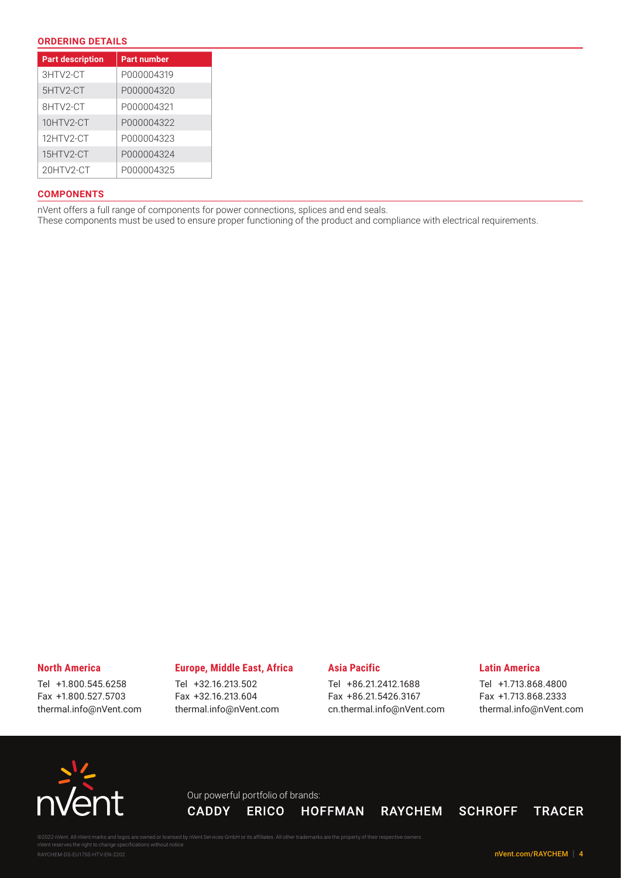## ORDERING DETAILS

| Part description | Part number |
|---|---|
| 3HTV2-CT | P000004319 |
| 5HTV2-CT | P000004320 |
| 8HTV2-CT | P000004321 |
| 10HTV2-CT | P000004322 |
| 12HTV2-CT | P000004323 |
| 15HTV2-CT | P000004324 |
| 20HTV2-CT | P000004325 |

## COMPONENTS

nVent offers a full range of components for power connections, splices and end seals.
These components must be used to ensure proper functioning of the product and compliance with electrical requirements.

**North America**

Tel +1.800.545.6258
Fax +1.800.527.5703
thermal.info@nVent.com

**Europe, Middle East, Africa**

Tel +32.16.213.502
Fax +32.16.213.604
thermal.info@nVent.com

**Asia Pacific**

Tel +86.21.2412.1688
Fax +86.21.5426.3167
cn.thermal.info@nVent.com

**Latin America**

Tel +1.713.868.4800
Fax +1.713.868.2333
thermal.info@nVent.com

Our powerful portfolio of brands:
CADDY ERICO HOFFMAN RAYCHEM SCHROFF TRACER

©2022 nVent. All nVent marks and logos are owned or licensed by nVent Services GmbH or its affiliates. All other trademarks are the property of their respective owners.
nVent reserves the right to change specifications without notice.
RAYCHEM-DS-EU1750-HTV-EN-2202

nVent.com/RAYCHEM